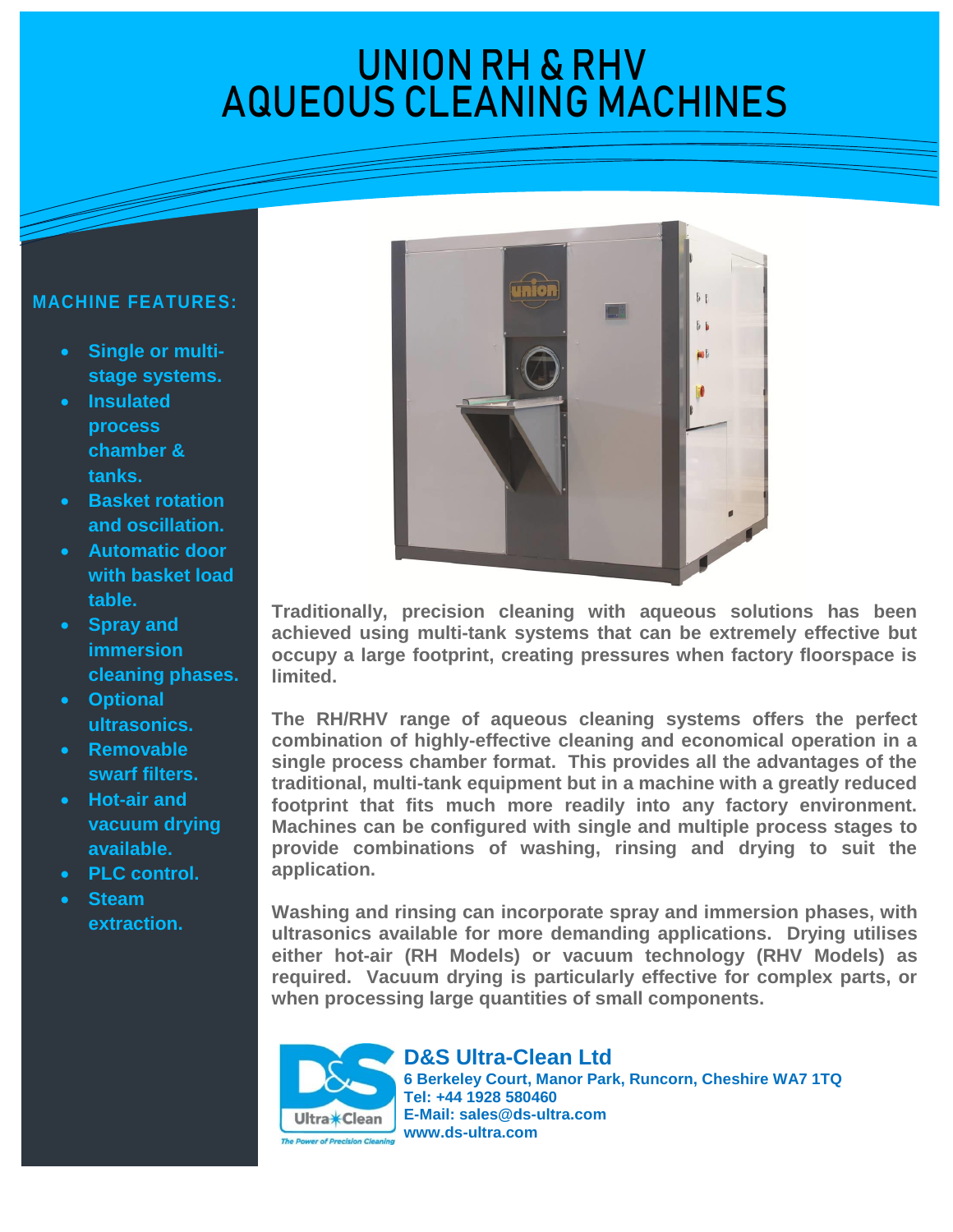# UNION RH & RHV AQUEOUS CLEANING MACHINES

## MACHINE FEATURES:

- Single or multi-stage systems.
- Insulated process chamber & tanks.
- Basket rotation and oscillation.
- Automatic door with basket load table.
- Spray and immersion cleaning phases.
- Optional ultrasonics.
- Removable swarf filters.
- Hot-air and vacuum drying available.
- PLC control.
- Steam extraction.

Traditionally, precision cleaning with aqueous solutions has been achieved using multi-tank systems that can be extremely effective but occupy a large footprint, creating pressures when factory floorspace is limited.

The RH/RHV range of aqueous cleaning systems offers the perfect combination of highly-effective cleaning and economical operation in a single process chamber format. This provides all the advantages of the traditional, multi-tank equipment but in a machine with a greatly reduced footprint that fits much more readily into any factory environment. Machines can be configured with single and multiple process stages to provide combinations of washing, rinsing and drying to suit the application.

Washing and rinsing can incorporate spray and immersion phases, with ultrasonics available for more demanding applications. Drying utilises either hot-air (RH Models) or vacuum technology (RHV Models) as required. Vacuum drying is particularly effective for complex parts, or when processing large quantities of small components.

**D&S Ultra-Clean Ltd**
6 Berkeley Court, Manor Park, Runcorn, Cheshire WA7 1TQ
Tel: +44 1928 580460
E-Mail: sales@ds-ultra.com
www.ds-ultra.com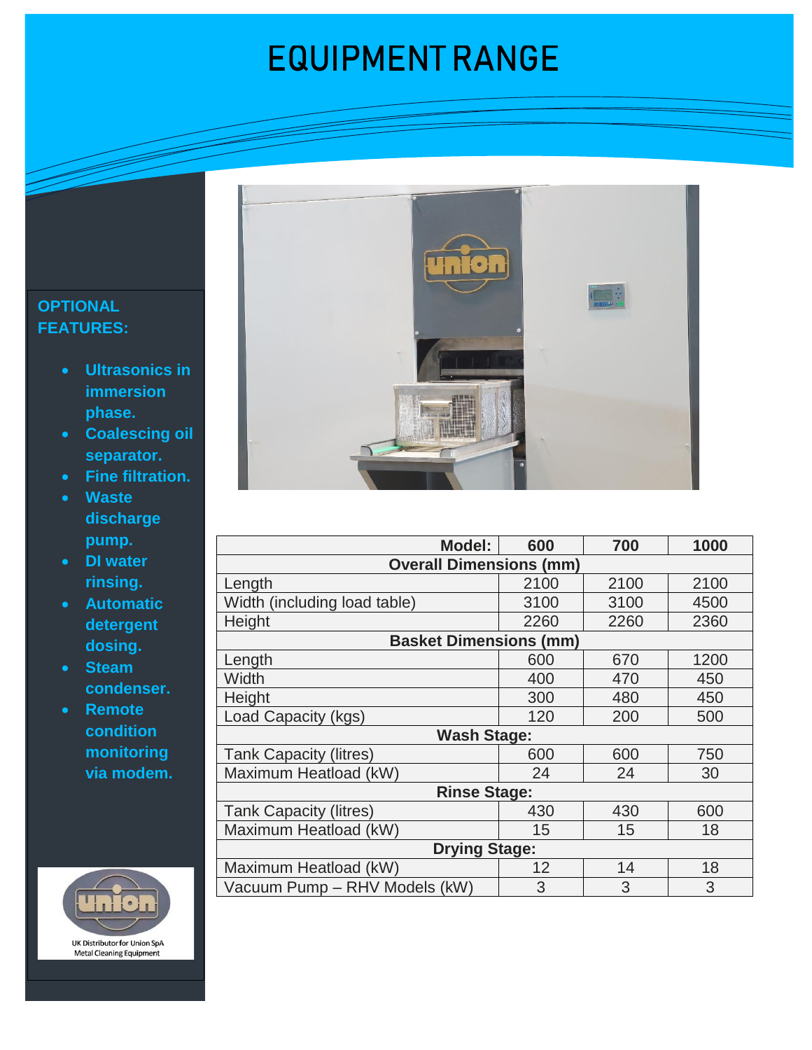# EQUIPMENT RANGE

**OPTIONAL FEATURES:**

- **Ultrasonics in immersion phase.**
- **Coalescing oil separator.**
- **Fine filtration.**
- **Waste discharge pump.**
- **DI water rinsing.**
- **Automatic detergent dosing.**
- **Steam condenser.**
- **Remote condition monitoring via modem.**

| **Model:** | **600** | **700** | **1000** |
|---|---|---|---|
| **Overall Dimensions (mm)** | | | |
| Length | 2100 | 2100 | 2100 |
| Width (including load table) | 3100 | 3100 | 4500 |
| Height | 2260 | 2260 | 2360 |
| **Basket Dimensions (mm)** | | | |
| Length | 600 | 670 | 1200 |
| Width | 400 | 470 | 450 |
| Height | 300 | 480 | 450 |
| Load Capacity (kgs) | 120 | 200 | 500 |
| **Wash Stage:** | | | |
| Tank Capacity (litres) | 600 | 600 | 750 |
| Maximum Heatload (kW) | 24 | 24 | 30 |
| **Rinse Stage:** | | | |
| Tank Capacity (litres) | 430 | 430 | 600 |
| Maximum Heatload (kW) | 15 | 15 | 18 |
| **Drying Stage:** | | | |
| Maximum Heatload (kW) | 12 | 14 | 18 |
| Vacuum Pump – RHV Models (kW) | 3 | 3 | 3 |

UK Distributor for Union SpA
Metal Cleaning Equipment